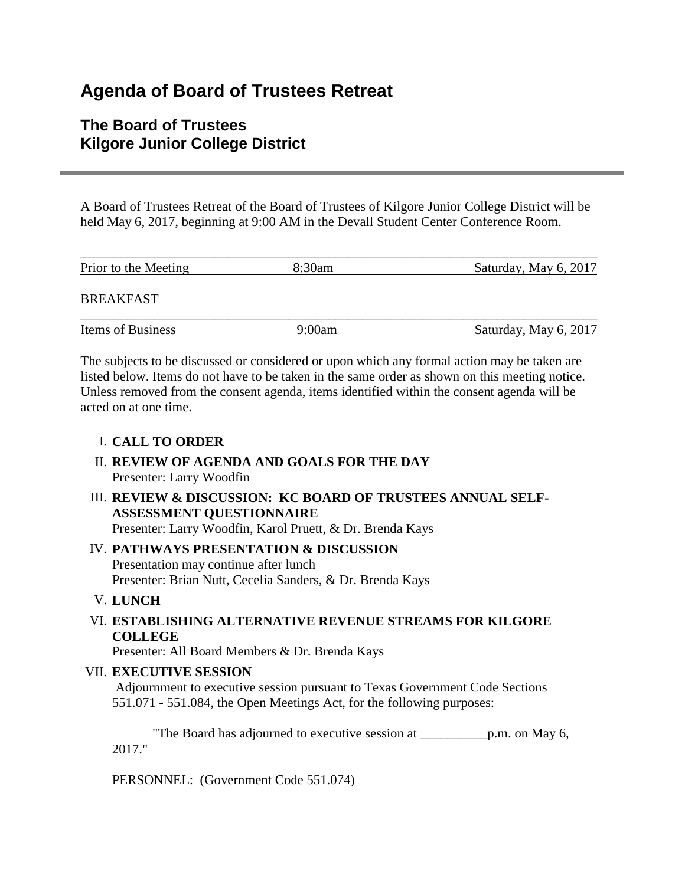# Agenda of Board of Trustees Retreat

## The Board of Trustees
## Kilgore Junior College District

---

A Board of Trustees Retreat of the Board of Trustees of Kilgore Junior College District will be held May 6, 2017, beginning at 9:00 AM in the Devall Student Center Conference Room.

| Prior to the Meeting | 8:30am | Saturday, May 6, 2017 |
|---|---|---|

BREAKFAST

| Items of Business | 9:00am | Saturday, May 6, 2017 |
|---|---|---|

The subjects to be discussed or considered or upon which any formal action may be taken are listed below. Items do not have to be taken in the same order as shown on this meeting notice. Unless removed from the consent agenda, items identified within the consent agenda will be acted on at one time.

I. **CALL TO ORDER**

II. **REVIEW OF AGENDA AND GOALS FOR THE DAY**
Presenter: Larry Woodfin

III. **REVIEW & DISCUSSION: KC BOARD OF TRUSTEES ANNUAL SELF-ASSESSMENT QUESTIONNAIRE**
Presenter: Larry Woodfin, Karol Pruett, & Dr. Brenda Kays

IV. **PATHWAYS PRESENTATION & DISCUSSION**
Presentation may continue after lunch
Presenter: Brian Nutt, Cecelia Sanders, & Dr. Brenda Kays

V. **LUNCH**

VI. **ESTABLISHING ALTERNATIVE REVENUE STREAMS FOR KILGORE COLLEGE**
Presenter: All Board Members & Dr. Brenda Kays

VII. **EXECUTIVE SESSION**
Adjournment to executive session pursuant to Texas Government Code Sections 551.071 - 551.084, the Open Meetings Act, for the following purposes:

"The Board has adjourned to executive session at __________p.m. on May 6, 2017."

PERSONNEL: (Government Code 551.074)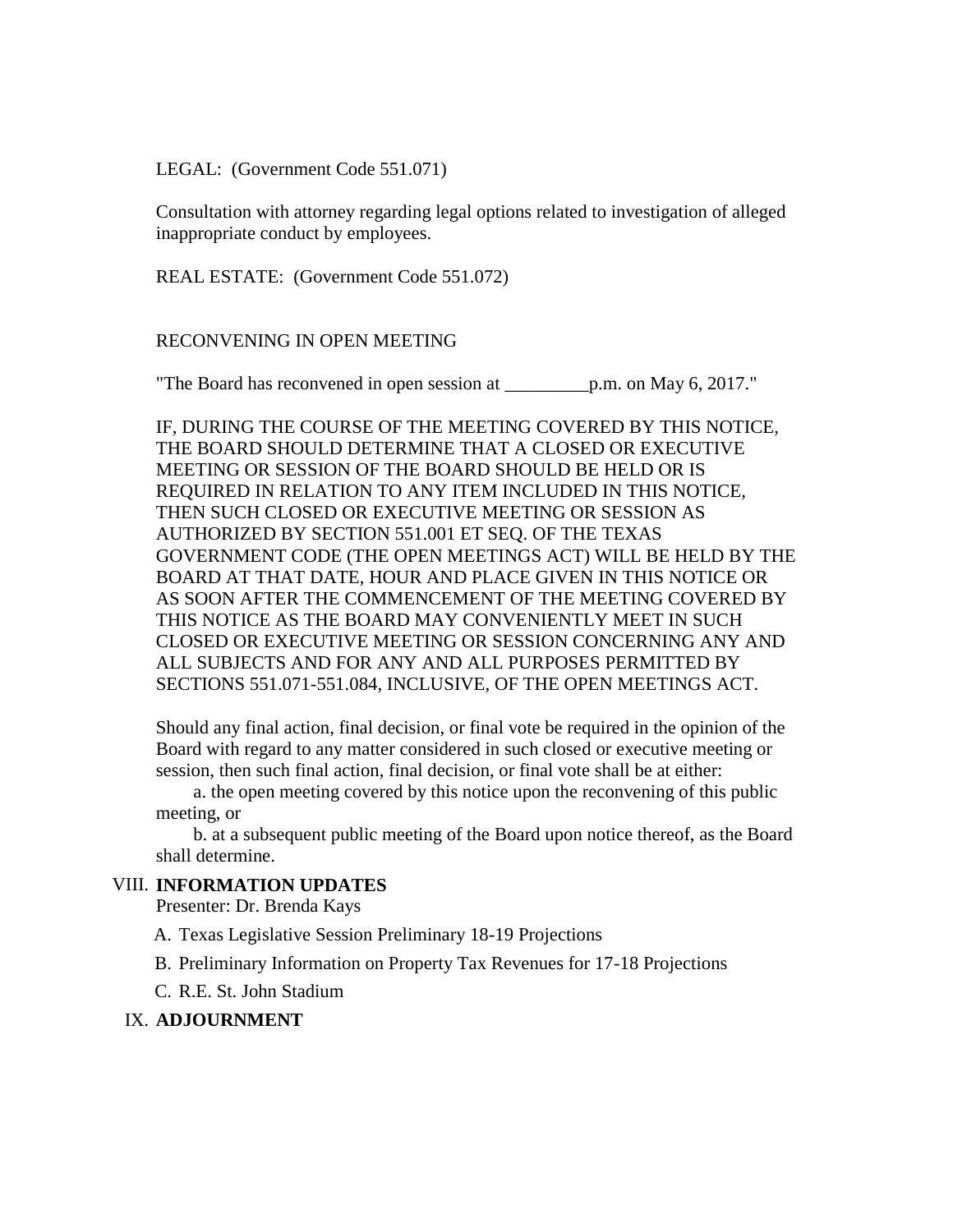LEGAL: (Government Code 551.071)

Consultation with attorney regarding legal options related to investigation of alleged inappropriate conduct by employees.

REAL ESTATE: (Government Code 551.072)

RECONVENING IN OPEN MEETING

"The Board has reconvened in open session at _________p.m. on May 6, 2017."

IF, DURING THE COURSE OF THE MEETING COVERED BY THIS NOTICE, THE BOARD SHOULD DETERMINE THAT A CLOSED OR EXECUTIVE MEETING OR SESSION OF THE BOARD SHOULD BE HELD OR IS REQUIRED IN RELATION TO ANY ITEM INCLUDED IN THIS NOTICE, THEN SUCH CLOSED OR EXECUTIVE MEETING OR SESSION AS AUTHORIZED BY SECTION 551.001 ET SEQ. OF THE TEXAS GOVERNMENT CODE (THE OPEN MEETINGS ACT) WILL BE HELD BY THE BOARD AT THAT DATE, HOUR AND PLACE GIVEN IN THIS NOTICE OR AS SOON AFTER THE COMMENCEMENT OF THE MEETING COVERED BY THIS NOTICE AS THE BOARD MAY CONVENIENTLY MEET IN SUCH CLOSED OR EXECUTIVE MEETING OR SESSION CONCERNING ANY AND ALL SUBJECTS AND FOR ANY AND ALL PURPOSES PERMITTED BY SECTIONS 551.071-551.084, INCLUSIVE, OF THE OPEN MEETINGS ACT.

Should any final action, final decision, or final vote be required in the opinion of the Board with regard to any matter considered in such closed or executive meeting or session, then such final action, final decision, or final vote shall be at either:

a. the open meeting covered by this notice upon the reconvening of this public meeting, or

b. at a subsequent public meeting of the Board upon notice thereof, as the Board shall determine.

VIII. **INFORMATION UPDATES**

Presenter: Dr. Brenda Kays

A. Texas Legislative Session Preliminary 18-19 Projections

B. Preliminary Information on Property Tax Revenues for 17-18 Projections

C. R.E. St. John Stadium

IX. **ADJOURNMENT**